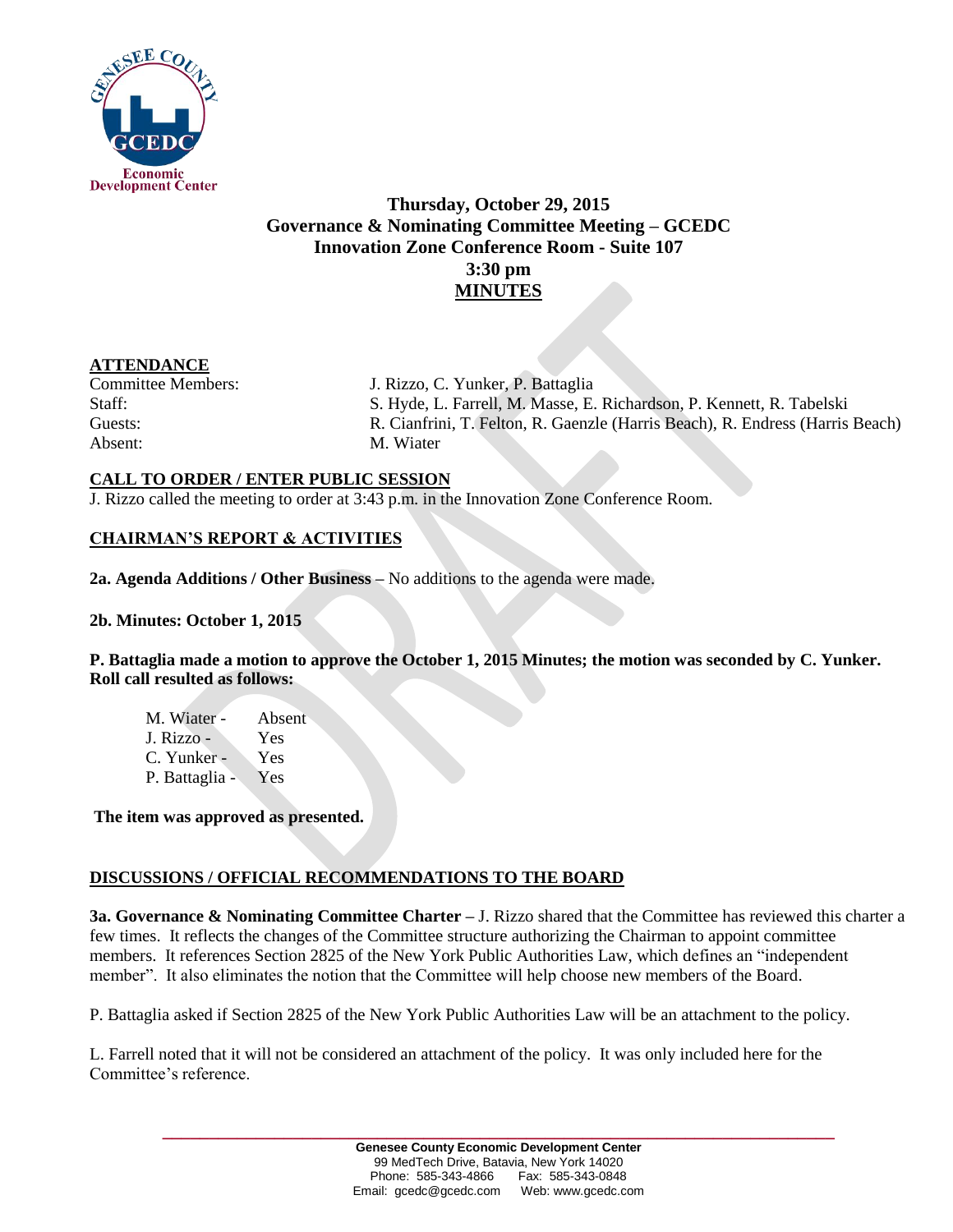**Thursday, October 29, 2015**
**Governance & Nominating Committee Meeting – GCEDC**
**Innovation Zone Conference Room - Suite 107**
**3:30 pm**
**MINUTES**

## ATTENDANCE

| | |
|---|---|
| Committee Members: | J. Rizzo, C. Yunker, P. Battaglia |
| Staff: | S. Hyde, L. Farrell, M. Masse, E. Richardson, P. Kennett, R. Tabelski |
| Guests: | R. Cianfrini, T. Felton, R. Gaenzle (Harris Beach), R. Endress (Harris Beach) |
| Absent: | M. Wiater |

## CALL TO ORDER / ENTER PUBLIC SESSION

J. Rizzo called the meeting to order at 3:43 p.m. in the Innovation Zone Conference Room.

## CHAIRMAN'S REPORT & ACTIVITIES

**2a. Agenda Additions / Other Business –** No additions to the agenda were made.

**2b. Minutes: October 1, 2015**

**P. Battaglia made a motion to approve the October 1, 2015 Minutes; the motion was seconded by C. Yunker. Roll call resulted as follows:**

M. Wiater - Absent
J. Rizzo - Yes
C. Yunker - Yes
P. Battaglia - Yes

**The item was approved as presented.**

## DISCUSSIONS / OFFICIAL RECOMMENDATIONS TO THE BOARD

**3a. Governance & Nominating Committee Charter –** J. Rizzo shared that the Committee has reviewed this charter a few times. It reflects the changes of the Committee structure authorizing the Chairman to appoint committee members. It references Section 2825 of the New York Public Authorities Law, which defines an "independent member". It also eliminates the notion that the Committee will help choose new members of the Board.

P. Battaglia asked if Section 2825 of the New York Public Authorities Law will be an attachment to the policy.

L. Farrell noted that it will not be considered an attachment of the policy. It was only included here for the Committee's reference.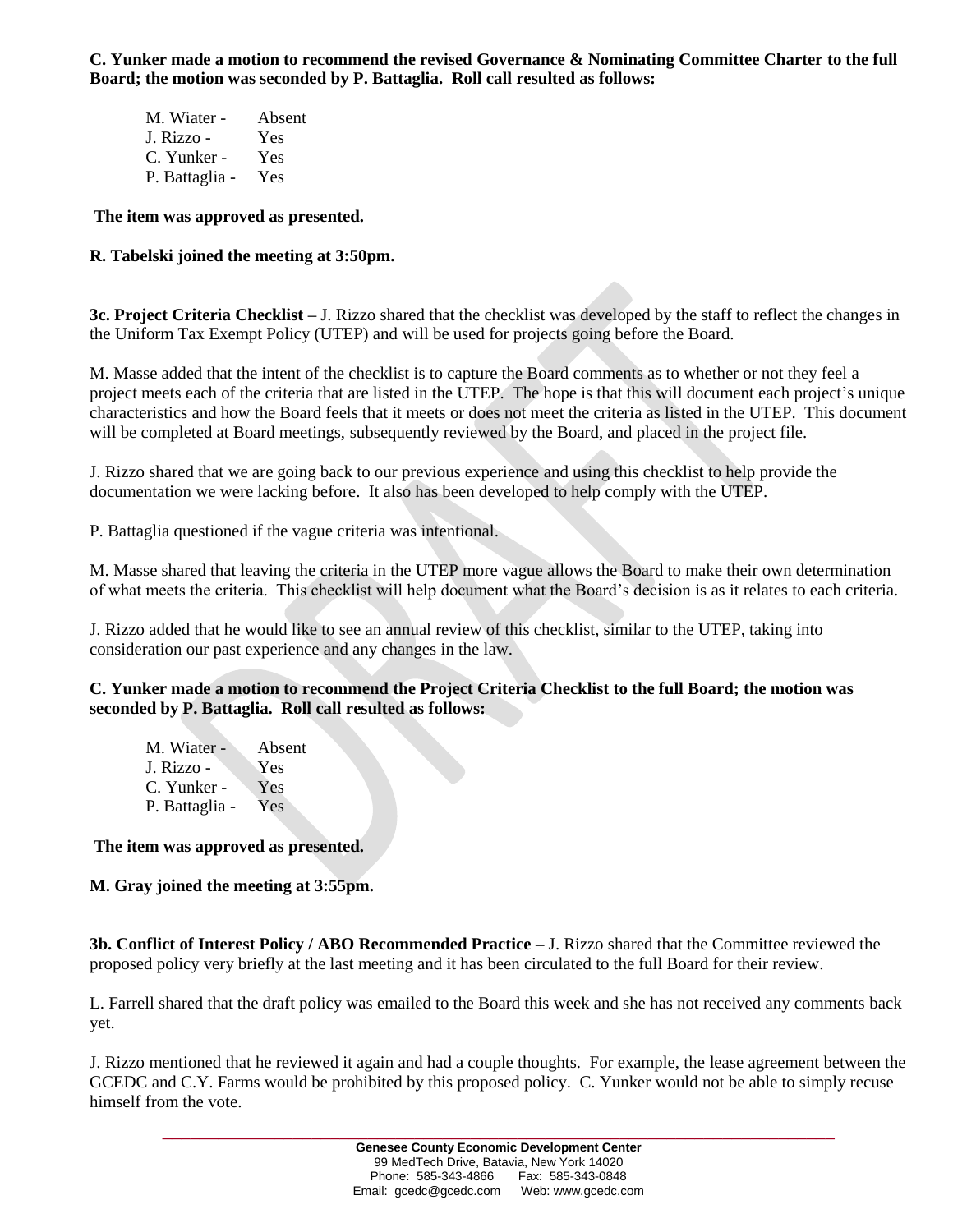**C. Yunker made a motion to recommend the revised Governance & Nominating Committee Charter to the full Board; the motion was seconded by P. Battaglia. Roll call resulted as follows:**

M. Wiater - Absent
J. Rizzo - Yes
C. Yunker - Yes
P. Battaglia - Yes

**The item was approved as presented.**

**R. Tabelski joined the meeting at 3:50pm.**

**3c. Project Criteria Checklist –** J. Rizzo shared that the checklist was developed by the staff to reflect the changes in the Uniform Tax Exempt Policy (UTEP) and will be used for projects going before the Board.

M. Masse added that the intent of the checklist is to capture the Board comments as to whether or not they feel a project meets each of the criteria that are listed in the UTEP. The hope is that this will document each project's unique characteristics and how the Board feels that it meets or does not meet the criteria as listed in the UTEP. This document will be completed at Board meetings, subsequently reviewed by the Board, and placed in the project file.

J. Rizzo shared that we are going back to our previous experience and using this checklist to help provide the documentation we were lacking before. It also has been developed to help comply with the UTEP.

P. Battaglia questioned if the vague criteria was intentional.

M. Masse shared that leaving the criteria in the UTEP more vague allows the Board to make their own determination of what meets the criteria. This checklist will help document what the Board's decision is as it relates to each criteria.

J. Rizzo added that he would like to see an annual review of this checklist, similar to the UTEP, taking into consideration our past experience and any changes in the law.

**C. Yunker made a motion to recommend the Project Criteria Checklist to the full Board; the motion was seconded by P. Battaglia. Roll call resulted as follows:**

M. Wiater - Absent
J. Rizzo - Yes
C. Yunker - Yes
P. Battaglia - Yes

**The item was approved as presented.**

**M. Gray joined the meeting at 3:55pm.**

**3b. Conflict of Interest Policy / ABO Recommended Practice –** J. Rizzo shared that the Committee reviewed the proposed policy very briefly at the last meeting and it has been circulated to the full Board for their review.

L. Farrell shared that the draft policy was emailed to the Board this week and she has not received any comments back yet.

J. Rizzo mentioned that he reviewed it again and had a couple thoughts. For example, the lease agreement between the GCEDC and C.Y. Farms would be prohibited by this proposed policy. C. Yunker would not be able to simply recuse himself from the vote.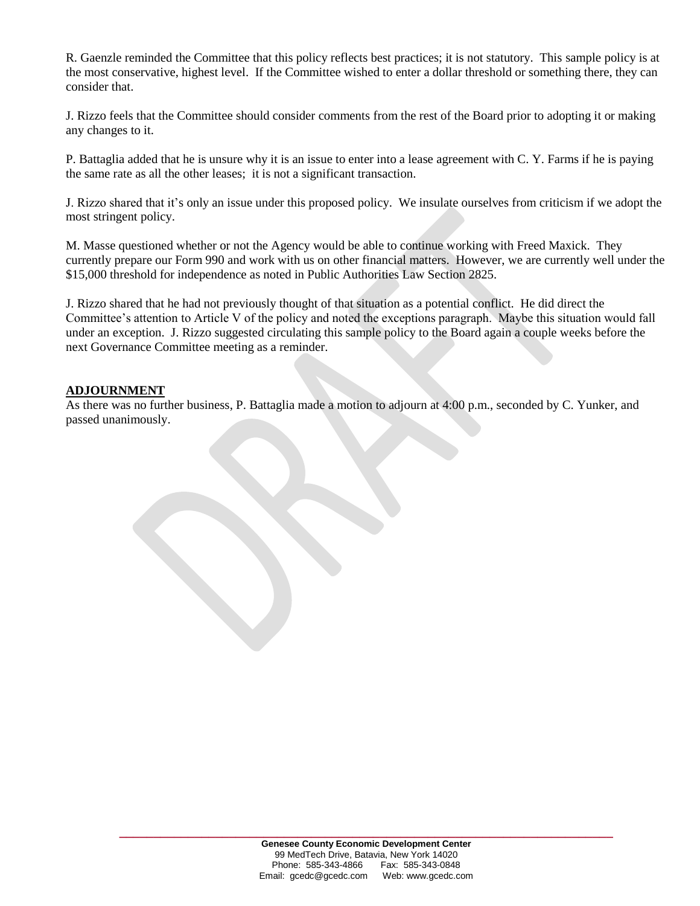R. Gaenzle reminded the Committee that this policy reflects best practices; it is not statutory. This sample policy is at the most conservative, highest level. If the Committee wished to enter a dollar threshold or something there, they can consider that.

J. Rizzo feels that the Committee should consider comments from the rest of the Board prior to adopting it or making any changes to it.

P. Battaglia added that he is unsure why it is an issue to enter into a lease agreement with C. Y. Farms if he is paying the same rate as all the other leases; it is not a significant transaction.

J. Rizzo shared that it's only an issue under this proposed policy. We insulate ourselves from criticism if we adopt the most stringent policy.

M. Masse questioned whether or not the Agency would be able to continue working with Freed Maxick. They currently prepare our Form 990 and work with us on other financial matters. However, we are currently well under the $15,000 threshold for independence as noted in Public Authorities Law Section 2825.

J. Rizzo shared that he had not previously thought of that situation as a potential conflict. He did direct the Committee's attention to Article V of the policy and noted the exceptions paragraph. Maybe this situation would fall under an exception. J. Rizzo suggested circulating this sample policy to the Board again a couple weeks before the next Governance Committee meeting as a reminder.

**ADJOURNMENT**

As there was no further business, P. Battaglia made a motion to adjourn at 4:00 p.m., seconded by C. Yunker, and passed unanimously.